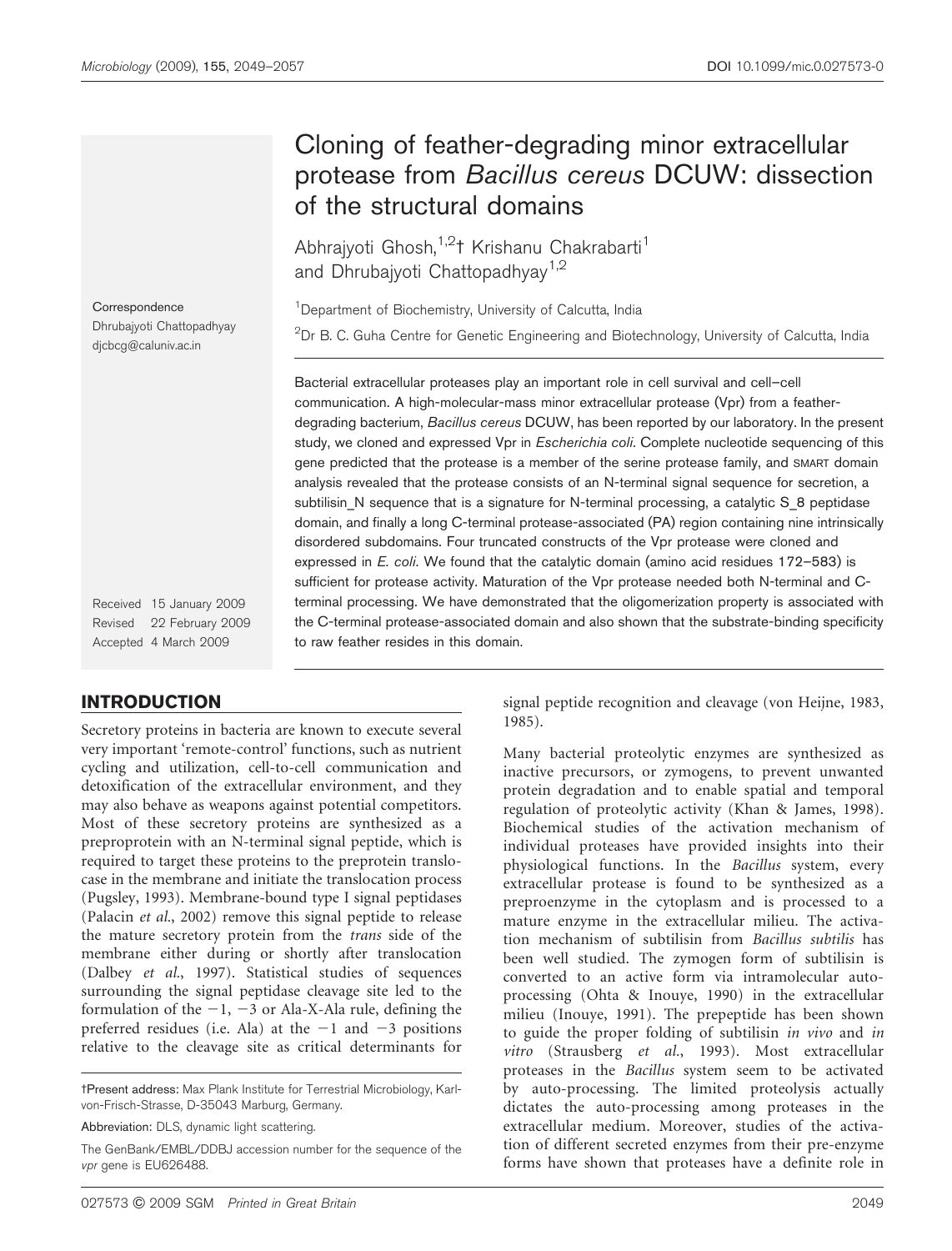# Cloning of feather-degrading minor extracellular protease from *Bacillus cereus* DCUW: dissection of the structural domains

Abhrajyoti Ghosh,[1,2]† Krishanu Chakrabarti[1] and Dhrubajyoti Chattopadhyay[1,2]

[1]Department of Biochemistry, University of Calcutta, India

[2]Dr B. C. Guha Centre for Genetic Engineering and Biotechnology, University of Calcutta, India

Correspondence
Dhrubajyoti Chattopadhyay
djcbcg@caluniv.ac.in

Received 15 January 2009
Revised 22 February 2009
Accepted 4 March 2009

Bacterial extracellular proteases play an important role in cell survival and cell–cell communication. A high-molecular-mass minor extracellular protease (Vpr) from a feather-degrading bacterium, *Bacillus cereus* DCUW, has been reported by our laboratory. In the present study, we cloned and expressed Vpr in *Escherichia coli*. Complete nucleotide sequencing of this gene predicted that the protease is a member of the serine protease family, and SMART domain analysis revealed that the protease consists of an N-terminal signal sequence for secretion, a subtilisin_N sequence that is a signature for N-terminal processing, a catalytic S_8 peptidase domain, and finally a long C-terminal protease-associated (PA) region containing nine intrinsically disordered subdomains. Four truncated constructs of the Vpr protease were cloned and expressed in *E. coli*. We found that the catalytic domain (amino acid residues 172–583) is sufficient for protease activity. Maturation of the Vpr protease needed both N-terminal and C-terminal processing. We have demonstrated that the oligomerization property is associated with the C-terminal protease-associated domain and also shown that the substrate-binding specificity to raw feather resides in this domain.

## INTRODUCTION

Secretory proteins in bacteria are known to execute several very important 'remote-control' functions, such as nutrient cycling and utilization, cell-to-cell communication and detoxification of the extracellular environment, and they may also behave as weapons against potential competitors. Most of these secretory proteins are synthesized as a preproprotein with an N-terminal signal peptide, which is required to target these proteins to the preprotein translocase in the membrane and initiate the translocation process (Pugsley, 1993). Membrane-bound type I signal peptidases (Palacin *et al.*, 2002) remove this signal peptide to release the mature secretory protein from the *trans* side of the membrane either during or shortly after translocation (Dalbey *et al.*, 1997). Statistical studies of sequences surrounding the signal peptidase cleavage site led to the formulation of the −1, −3 or Ala-X-Ala rule, defining the preferred residues (i.e. Ala) at the −1 and −3 positions relative to the cleavage site as critical determinants for signal peptide recognition and cleavage (von Heijne, 1983, 1985).

Many bacterial proteolytic enzymes are synthesized as inactive precursors, or zymogens, to prevent unwanted protein degradation and to enable spatial and temporal regulation of proteolytic activity (Khan & James, 1998). Biochemical studies of the activation mechanism of individual proteases have provided insights into their physiological functions. In the *Bacillus* system, every extracellular protease is found to be synthesized as a preproenzyme in the cytoplasm and is processed to a mature enzyme in the extracellular milieu. The activation mechanism of subtilisin from *Bacillus subtilis* has been well studied. The zymogen form of subtilisin is converted to an active form via intramolecular autoprocessing (Ohta & Inouye, 1990) in the extracellular milieu (Inouye, 1991). The prepeptide has been shown to guide the proper folding of subtilisin *in vivo* and *in vitro* (Strausberg *et al.*, 1993). Most extracellular proteases in the *Bacillus* system seem to be activated by auto-processing. The limited proteolysis actually dictates the auto-processing among proteases in the extracellular medium. Moreover, studies of the activation of different secreted enzymes from their pre-enzyme forms have shown that proteases have a definite role in

†Present address: Max Plank Institute for Terrestrial Microbiology, Karl-von-Frisch-Strasse, D-35043 Marburg, Germany.

Abbreviation: DLS, dynamic light scattering.

The GenBank/EMBL/DDBJ accession number for the sequence of the *vpr* gene is EU626488.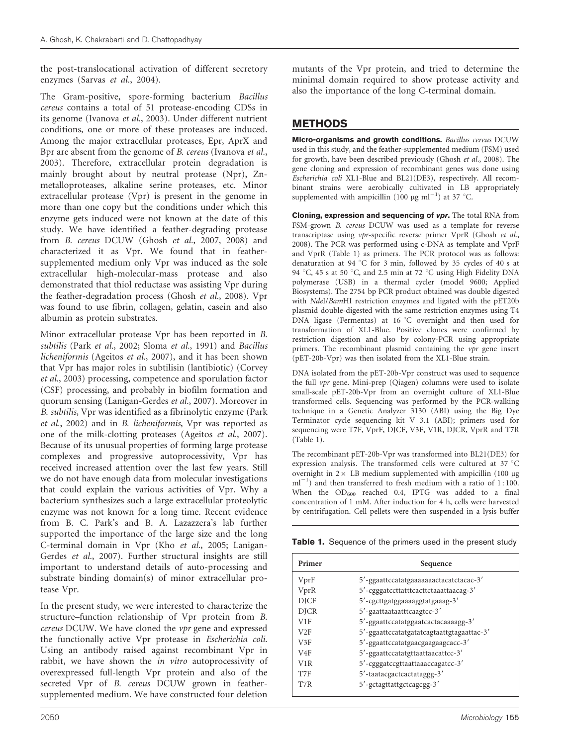the post-translocational activation of different secretory enzymes (Sarvas *et al.*, 2004).

The Gram-positive, spore-forming bacterium *Bacillus cereus* contains a total of 51 protease-encoding CDSs in its genome (Ivanova *et al.*, 2003). Under different nutrient conditions, one or more of these proteases are induced. Among the major extracellular proteases, Epr, AprX and Bpr are absent from the genome of *B. cereus* (Ivanova *et al.*, 2003). Therefore, extracellular protein degradation is mainly brought about by neutral protease (Npr), Zn-metalloproteases, alkaline serine proteases, etc. Minor extracellular protease (Vpr) is present in the genome in more than one copy but the conditions under which this enzyme gets induced were not known at the date of this study. We have identified a feather-degrading protease from *B. cereus* DCUW (Ghosh *et al.*, 2007, 2008) and characterized it as Vpr. We found that in feather-supplemented medium only Vpr was induced as the sole extracellular high-molecular-mass protease and also demonstrated that thiol reductase was assisting Vpr during the feather-degradation process (Ghosh *et al.*, 2008). Vpr was found to use fibrin, collagen, gelatin, casein and also albumin as protein substrates.

Minor extracellular protease Vpr has been reported in *B. subtilis* (Park *et al.*, 2002; Sloma *et al.*, 1991) and *Bacillus licheniformis* (Ageitos *et al.*, 2007), and it has been shown that Vpr has major roles in subtilisin (lantibiotic) (Corvey *et al.*, 2003) processing, competence and sporulation factor (CSF) processing, and probably in biofilm formation and quorum sensing (Lanigan-Gerdes *et al.*, 2007). Moreover in *B. subtilis*, Vpr was identified as a fibrinolytic enzyme (Park *et al.*, 2002) and in *B. licheniformis*, Vpr was reported as one of the milk-clotting proteases (Ageitos *et al.*, 2007). Because of its unusual properties of forming large protease complexes and progressive autoprocessivity, Vpr has received increased attention over the last few years. Still we do not have enough data from molecular investigations that could explain the various activities of Vpr. Why a bacterium synthesizes such a large extracellular proteolytic enzyme was not known for a long time. Recent evidence from B. C. Park's and B. A. Lazazzera's lab further supported the importance of the large size and the long C-terminal domain in Vpr (Kho *et al.*, 2005; Lanigan-Gerdes *et al.*, 2007). Further structural insights are still important to understand details of auto-processing and substrate binding domain(s) of minor extracellular protease Vpr.

In the present study, we were interested to characterize the structure–function relationship of Vpr protein from *B. cereus* DCUW. We have cloned the *vpr* gene and expressed the functionally active Vpr protease in *Escherichia coli*. Using an antibody raised against recombinant Vpr in rabbit, we have shown the *in vitro* autoprocessivity of overexpressed full-length Vpr protein and also of the secreted Vpr of *B. cereus* DCUW grown in feather-supplemented medium. We have constructed four deletion mutants of the Vpr protein, and tried to determine the minimal domain required to show protease activity and also the importance of the long C-terminal domain.

## METHODS

**Micro-organisms and growth conditions.** *Bacillus cereus* DCUW used in this study, and the feather-supplemented medium (FSM) used for growth, have been described previously (Ghosh *et al.*, 2008). The gene cloning and expression of recombinant genes was done using *Escherichia coli* XL1-Blue and BL21(DE3), respectively. All recombinant strains were aerobically cultivated in LB appropriately supplemented with ampicillin (100 μg $ml^{-1}$) at 37 °C.

**Cloning, expression and sequencing of *vpr*.** The total RNA from FSM-grown *B. cereus* DCUW was used as a template for reverse transcriptase using *vpr*-specific reverse primer VprR (Ghosh *et al.*, 2008). The PCR was performed using c-DNA as template and VprF and VprR (Table 1) as primers. The PCR protocol was as follows: denaturation at 94 °C for 3 min, followed by 35 cycles of 40 s at 94 °C, 45 s at 50 °C, and 2.5 min at 72 °C using High Fidelity DNA polymerase (USB) in a thermal cycler (model 9600; Applied Biosystems). The 2754 bp PCR product obtained was double digested with *Nde*I/*Bam*HI restriction enzymes and ligated with the pET20b plasmid double-digested with the same restriction enzymes using T4 DNA ligase (Fermentas) at 16 °C overnight and then used for transformation of XL1-Blue. Positive clones were confirmed by restriction digestion and also by colony-PCR using appropriate primers. The recombinant plasmid containing the *vpr* gene insert (pET-20b-Vpr) was then isolated from the XL1-Blue strain.

DNA isolated from the pET-20b-Vpr construct was used to sequence the full *vpr* gene. Mini-prep (Qiagen) columns were used to isolate small-scale pET-20b-Vpr from an overnight culture of XL1-Blue transformed cells. Sequencing was performed by the PCR-walking technique in a Genetic Analyzer 3130 (ABI) using the Big Dye Terminator cycle sequencing kit V 3.1 (ABI); primers used for sequencing were T7F, VprF, DJCF, V3F, V1R, DJCR, VprR and T7R (Table 1).

The recombinant pET-20b-Vpr was transformed into BL21(DE3) for expression analysis. The transformed cells were cultured at 37 °C overnight in 2× LB medium supplemented with ampicillin (100 μg $ml^{-1}$) and then transferred to fresh medium with a ratio of 1 : 100. When the $OD_{600}$ reached 0.4, IPTG was added to a final concentration of 1 mM. After induction for 4 h, cells were harvested by centrifugation. Cell pellets were then suspended in a lysis buffer

**Table 1.** Sequence of the primers used in the present study

| Primer | Sequence |
|---|---|
| VprF | 5′-ggaattccatatgaaaaaaactacatctacac-3′ |
| VprR | 5′-cgggatccttatttcacttctaaattaacag-3′ |
| DJCF | 5′-cgcttgatggaaaaggtatgaaag-3′ |
| DJCR | 5′-gaattaataatttcaagtcc-3′ |
| V1F | 5′-ggaattccatatggaatcactacaaaagg-3′ |
| V2F | 5′-ggaattccatatgatatcagtaattgtagaattac-3′ |
| V3F | 5′-ggaattccatatgaacgaagaagcacc-3′ |
| V4F | 5′-ggaattccatatgttaattaacattcc-3′ |
| V1R | 5′-cgggatccgttaattaaaccagatcc-3′ |
| T7F | 5′-taatacgactcactataggg-3′ |
| T7R | 5′-gctagttattgctcagcgg-3′ |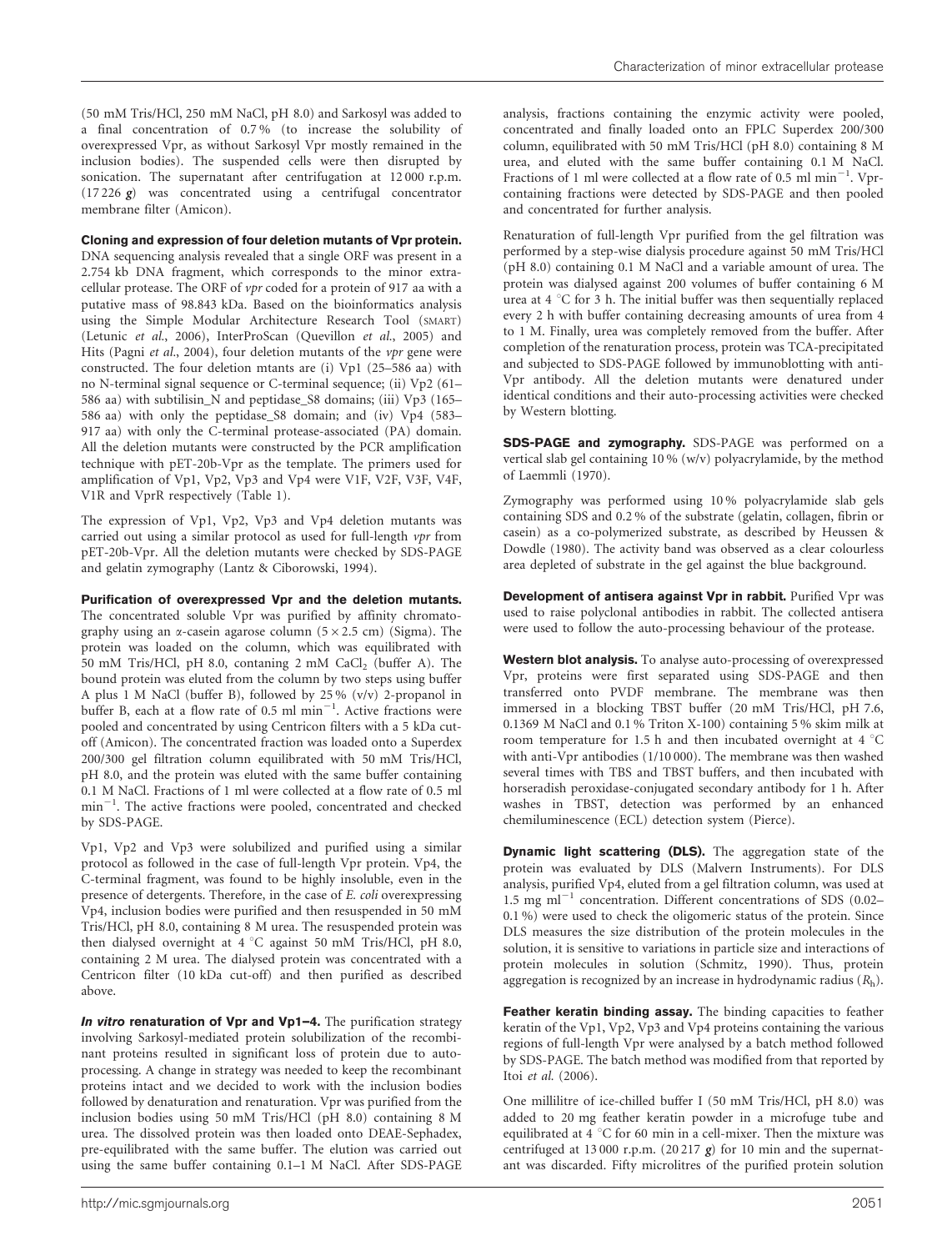(50 mM Tris/HCl, 250 mM NaCl, pH 8.0) and Sarkosyl was added to a final concentration of 0.7 % (to increase the solubility of overexpressed Vpr, as without Sarkosyl Vpr mostly remained in the inclusion bodies). The suspended cells were then disrupted by sonication. The supernatant after centrifugation at 12 000 r.p.m. (17 226 ***g***) was concentrated using a centrifugal concentrator membrane filter (Amicon).

**Cloning and expression of four deletion mutants of Vpr protein.** DNA sequencing analysis revealed that a single ORF was present in a 2.754 kb DNA fragment, which corresponds to the minor extracellular protease. The ORF of *vpr* coded for a protein of 917 aa with a putative mass of 98.843 kDa. Based on the bioinformatics analysis using the Simple Modular Architecture Research Tool (SMART) (Letunic *et al.*, 2006), InterProScan (Quevillon *et al.*, 2005) and Hits (Pagni *et al.*, 2004), four deletion mutants of the *vpr* gene were constructed. The four deletion mtants are (i) Vp1 (25–586 aa) with no N-terminal signal sequence or C-terminal sequence; (ii) Vp2 (61–586 aa) with subtilisin_N and peptidase_S8 domains; (iii) Vp3 (165–586 aa) with only the peptidase_S8 domain; and (iv) Vp4 (583–917 aa) with only the C-terminal protease-associated (PA) domain. All the deletion mutants were constructed by the PCR amplification technique with pET-20b-Vpr as the template. The primers used for amplification of Vp1, Vp2, Vp3 and Vp4 were V1F, V2F, V3F, V4F, V1R and VprR respectively (Table 1).

The expression of Vp1, Vp2, Vp3 and Vp4 deletion mutants was carried out using a similar protocol as used for full-length *vpr* from pET-20b-Vpr. All the deletion mutants were checked by SDS-PAGE and gelatin zymography (Lantz & Ciborowski, 1994).

**Purification of overexpressed Vpr and the deletion mutants.** The concentrated soluble Vpr was purified by affinity chromatography using an α-casein agarose column (5 × 2.5 cm) (Sigma). The protein was loaded on the column, which was equilibrated with 50 mM Tris/HCl, pH 8.0, contaning 2 mM $CaCl_2$ (buffer A). The bound protein was eluted from the column by two steps using buffer A plus 1 M NaCl (buffer B), followed by 25 % (v/v) 2-propanol in buffer B, each at a flow rate of 0.5 ml $min^{-1}$. Active fractions were pooled and concentrated by using Centricon filters with a 5 kDa cut-off (Amicon). The concentrated fraction was loaded onto a Superdex 200/300 gel filtration column equilibrated with 50 mM Tris/HCl, pH 8.0, and the protein was eluted with the same buffer containing 0.1 M NaCl. Fractions of 1 ml were collected at a flow rate of 0.5 ml $min^{-1}$. The active fractions were pooled, concentrated and checked by SDS-PAGE.

Vp1, Vp2 and Vp3 were solubilized and purified using a similar protocol as followed in the case of full-length Vpr protein. Vp4, the C-terminal fragment, was found to be highly insoluble, even in the presence of detergents. Therefore, in the case of *E. coli* overexpressing Vp4, inclusion bodies were purified and then resuspended in 50 mM Tris/HCl, pH 8.0, containing 8 M urea. The resuspended protein was then dialysed overnight at 4 °C against 50 mM Tris/HCl, pH 8.0, containing 2 M urea. The dialysed protein was concentrated with a Centricon filter (10 kDa cut-off) and then purified as described above.

***In vitro* renaturation of Vpr and Vp1–4.** The purification strategy involving Sarkosyl-mediated protein solubilization of the recombinant proteins resulted in significant loss of protein due to auto-processing. A change in strategy was needed to keep the recombinant proteins intact and we decided to work with the inclusion bodies followed by denaturation and renaturation. Vpr was purified from the inclusion bodies using 50 mM Tris/HCl (pH 8.0) containing 8 M urea. The dissolved protein was then loaded onto DEAE-Sephadex, pre-equilibrated with the same buffer. The elution was carried out using the same buffer containing 0.1–1 M NaCl. After SDS-PAGE analysis, fractions containing the enzymic activity were pooled, concentrated and finally loaded onto an FPLC Superdex 200/300 column, equilibrated with 50 mM Tris/HCl (pH 8.0) containing 8 M urea, and eluted with the same buffer containing 0.1 M NaCl. Fractions of 1 ml were collected at a flow rate of 0.5 ml $min^{-1}$. Vpr-containing fractions were detected by SDS-PAGE and then pooled and concentrated for further analysis.

Renaturation of full-length Vpr purified from the gel filtration was performed by a step-wise dialysis procedure against 50 mM Tris/HCl (pH 8.0) containing 0.1 M NaCl and a variable amount of urea. The protein was dialysed against 200 volumes of buffer containing 6 M urea at 4 °C for 3 h. The initial buffer was then sequentially replaced every 2 h with buffer containing decreasing amounts of urea from 4 to 1 M. Finally, urea was completely removed from the buffer. After completion of the renaturation process, protein was TCA-precipitated and subjected to SDS-PAGE followed by immunoblotting with anti-Vpr antibody. All the deletion mutants were denatured under identical conditions and their auto-processing activities were checked by Western blotting.

**SDS-PAGE and zymography.** SDS-PAGE was performed on a vertical slab gel containing 10 % (w/v) polyacrylamide, by the method of Laemmli (1970).

Zymography was performed using 10 % polyacrylamide slab gels containing SDS and 0.2 % of the substrate (gelatin, collagen, fibrin or casein) as a co-polymerized substrate, as described by Heussen & Dowdle (1980). The activity band was observed as a clear colourless area depleted of substrate in the gel against the blue background.

**Development of antisera against Vpr in rabbit.** Purified Vpr was used to raise polyclonal antibodies in rabbit. The collected antisera were used to follow the auto-processing behaviour of the protease.

**Western blot analysis.** To analyse auto-processing of overexpressed Vpr, proteins were first separated using SDS-PAGE and then transferred onto PVDF membrane. The membrane was then immersed in a blocking TBST buffer (20 mM Tris/HCl, pH 7.6, 0.1369 M NaCl and 0.1 % Triton X-100) containing 5 % skim milk at room temperature for 1.5 h and then incubated overnight at 4 °C with anti-Vpr antibodies (1/10 000). The membrane was then washed several times with TBS and TBST buffers, and then incubated with horseradish peroxidase-conjugated secondary antibody for 1 h. After washes in TBST, detection was performed by an enhanced chemiluminescence (ECL) detection system (Pierce).

**Dynamic light scattering (DLS).** The aggregation state of the protein was evaluated by DLS (Malvern Instruments). For DLS analysis, purified Vp4, eluted from a gel filtration column, was used at 1.5 mg $ml^{-1}$ concentration. Different concentrations of SDS (0.02–0.1 %) were used to check the oligomeric status of the protein. Since DLS measures the size distribution of the protein molecules in the solution, it is sensitive to variations in particle size and interactions of protein molecules in solution (Schmitz, 1990). Thus, protein aggregation is recognized by an increase in hydrodynamic radius ($R_h$).

**Feather keratin binding assay.** The binding capacities to feather keratin of the Vp1, Vp2, Vp3 and Vp4 proteins containing the various regions of full-length Vpr were analysed by a batch method followed by SDS-PAGE. The batch method was modified from that reported by Itoi *et al.* (2006).

One millilitre of ice-chilled buffer I (50 mM Tris/HCl, pH 8.0) was added to 20 mg feather keratin powder in a microfuge tube and equilibrated at 4 °C for 60 min in a cell-mixer. Then the mixture was centrifuged at 13 000 r.p.m. (20 217 ***g***) for 10 min and the supernatant was discarded. Fifty microlitres of the purified protein solution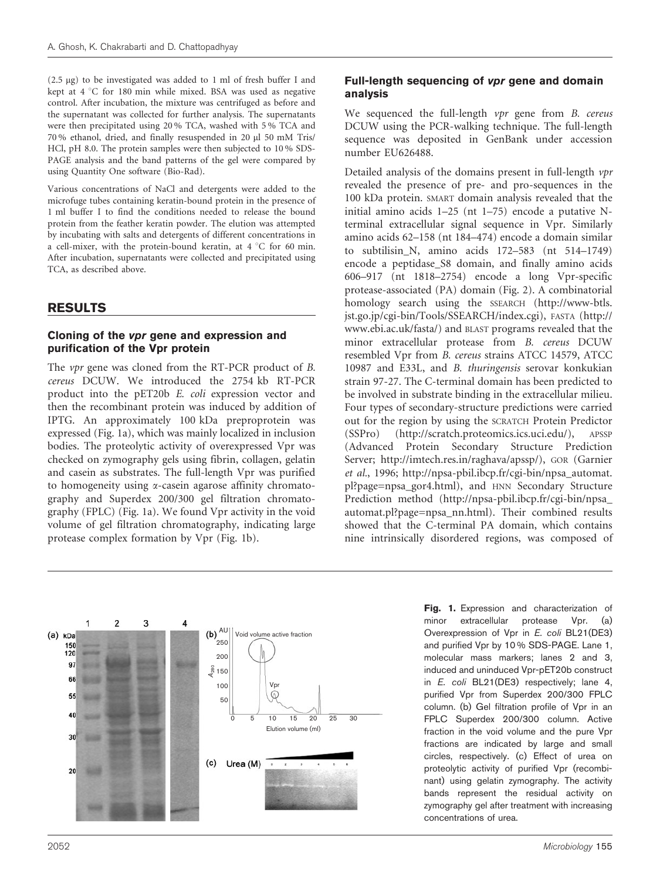(2.5 μg) to be investigated was added to 1 ml of fresh buffer I and kept at 4 °C for 180 min while mixed. BSA was used as negative control. After incubation, the mixture was centrifuged as before and the supernatant was collected for further analysis. The supernatants were then precipitated using 20 % TCA, washed with 5 % TCA and 70 % ethanol, dried, and finally resuspended in 20 μl 50 mM Tris/HCl, pH 8.0. The protein samples were then subjected to 10 % SDS-PAGE analysis and the band patterns of the gel were compared by using Quantity One software (Bio-Rad).

Various concentrations of NaCl and detergents were added to the microfuge tubes containing keratin-bound protein in the presence of 1 ml buffer I to find the conditions needed to release the bound protein from the feather keratin powder. The elution was attempted by incubating with salts and detergents of different concentrations in a cell-mixer, with the protein-bound keratin, at 4 °C for 60 min. After incubation, supernatants were collected and precipitated using TCA, as described above.

## RESULTS

### Cloning of the *vpr* gene and expression and purification of the Vpr protein

The *vpr* gene was cloned from the RT-PCR product of *B. cereus* DCUW. We introduced the 2754 kb RT-PCR product into the pET20b *E. coli* expression vector and then the recombinant protein was induced by addition of IPTG. An approximately 100 kDa preproprotein was expressed (Fig. 1a), which was mainly localized in inclusion bodies. The proteolytic activity of overexpressed Vpr was checked on zymography gels using fibrin, collagen, gelatin and casein as substrates. The full-length Vpr was purified to homogeneity using α-casein agarose affinity chromatography and Superdex 200/300 gel filtration chromatography (FPLC) (Fig. 1a). We found Vpr activity in the void volume of gel filtration chromatography, indicating large protease complex formation by Vpr (Fig. 1b).

### Full-length sequencing of *vpr* gene and domain analysis

We sequenced the full-length *vpr* gene from *B. cereus* DCUW using the PCR-walking technique. The full-length sequence was deposited in GenBank under accession number EU626488.

Detailed analysis of the domains present in full-length *vpr* revealed the presence of pre- and pro-sequences in the 100 kDa protein. SMART domain analysis revealed that the initial amino acids 1–25 (nt 1–75) encode a putative N-terminal extracellular signal sequence in Vpr. Similarly amino acids 62–158 (nt 184–474) encode a domain similar to subtilisin_N, amino acids 172–583 (nt 514–1749) encode a peptidase_S8 domain, and finally amino acids 606–917 (nt 1818–2754) encode a long Vpr-specific protease-associated (PA) domain (Fig. 2). A combinatorial homology search using the SSEARCH (http://www-btls.jst.go.jp/cgi-bin/Tools/SSEARCH/index.cgi), FASTA (http://www.ebi.ac.uk/fasta/) and BLAST programs revealed that the minor extracellular protease from *B. cereus* DCUW resembled Vpr from *B. cereus* strains ATCC 14579, ATCC 10987 and E33L, and *B. thuringensis* serovar konkukian strain 97-27. The C-terminal domain has been predicted to be involved in substrate binding in the extracellular milieu. Four types of secondary-structure predictions were carried out for the region by using the SCRATCH Protein Predictor (SSPro) (http://scratch.proteomics.ics.uci.edu/), APSSP (Advanced Protein Secondary Structure Prediction Server; http://imtech.res.in/raghava/apssp/), GOR (Garnier *et al.*, 1996; http://npsa-pbil.ibcp.fr/cgi-bin/npsa_automat.pl?page=npsa_gor4.html), and HNN Secondary Structure Prediction method (http://npsa-pbil.ibcp.fr/cgi-bin/npsa_automat.pl?page=npsa_nn.html). Their combined results showed that the C-terminal PA domain, which contains nine intrinsically disordered regions, was composed of

**Fig. 1.** Expression and characterization of minor extracellular protease Vpr. (a) Overexpression of Vpr in *E. coli* BL21(DE3) and purified Vpr by 10 % SDS-PAGE. Lane 1, molecular mass markers; lanes 2 and 3, induced and uninduced Vpr-pET20b construct in *E. coli* BL21(DE3) respectively; lane 4, purified Vpr from Superdex 200/300 FPLC column. (b) Gel filtration profile of Vpr in an FPLC Superdex 200/300 column. Active fraction in the void volume and the pure Vpr fractions are indicated by large and small circles, respectively. (c) Effect of urea on proteolytic activity of purified Vpr (recombinant) using gelatin zymography. The activity bands represent the residual activity on zymography gel after treatment with increasing concentrations of urea.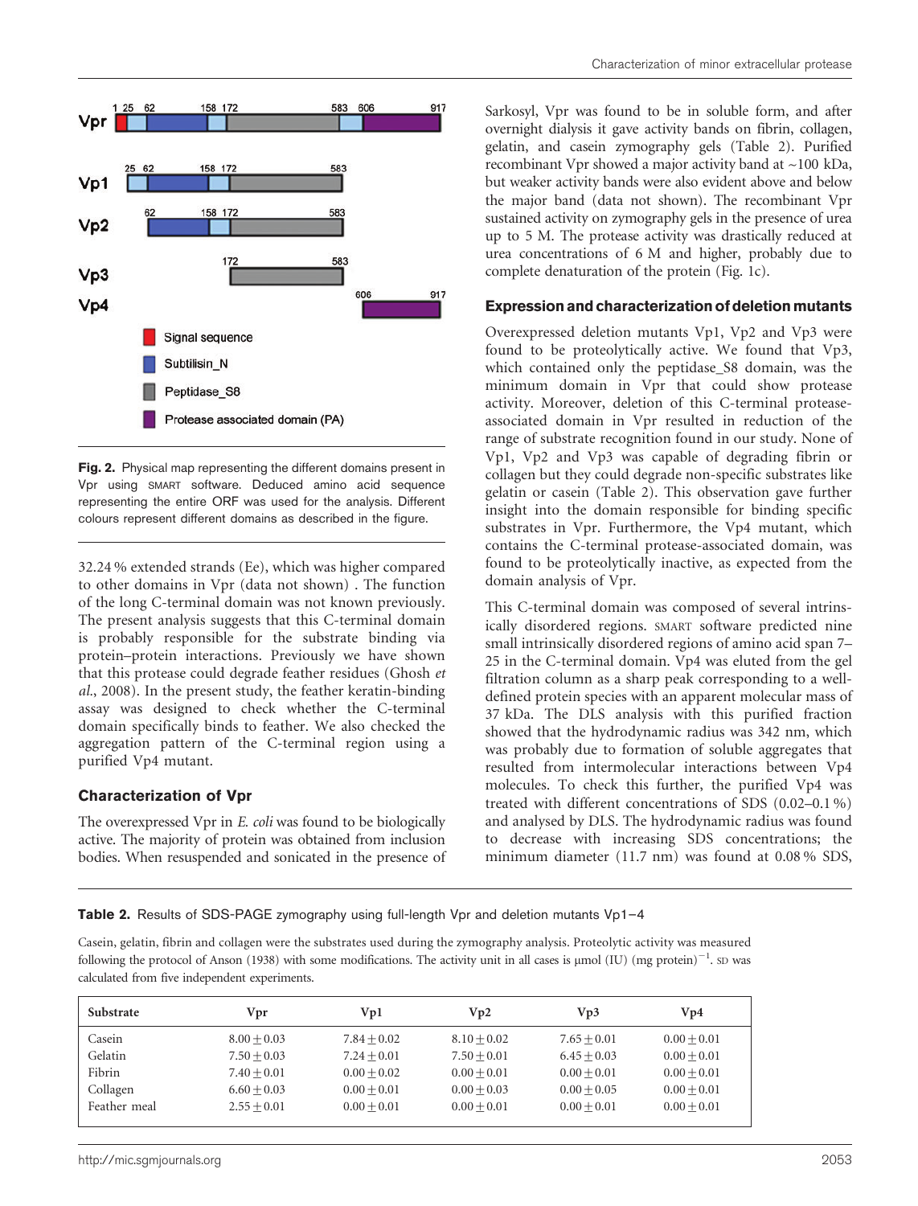Vpr

1 25 62 158 172 583 606 917

Vp1

25 62 158 172 583

Vp2

62 158 172 583

Vp3

172 583

Vp4

606 917

Signal sequence

Subtilisin_N

Peptidase_S8

Protease associated domain (PA)

**Fig. 2.** Physical map representing the different domains present in Vpr using SMART software. Deduced amino acid sequence representing the entire ORF was used for the analysis. Different colours represent different domains as described in the figure.

32.24 % extended strands (Ee), which was higher compared to other domains in Vpr (data not shown) . The function of the long C-terminal domain was not known previously. The present analysis suggests that this C-terminal domain is probably responsible for the substrate binding via protein–protein interactions. Previously we have shown that this protease could degrade feather residues (Ghosh *et al*., 2008). In the present study, the feather keratin-binding assay was designed to check whether the C-terminal domain specifically binds to feather. We also checked the aggregation pattern of the C-terminal region using a purified Vp4 mutant.

### Characterization of Vpr

The overexpressed Vpr in *E. coli* was found to be biologically active. The majority of protein was obtained from inclusion bodies. When resuspended and sonicated in the presence of Sarkosyl, Vpr was found to be in soluble form, and after overnight dialysis it gave activity bands on fibrin, collagen, gelatin, and casein zymography gels (Table 2). Purified recombinant Vpr showed a major activity band at ~100 kDa, but weaker activity bands were also evident above and below the major band (data not shown). The recombinant Vpr sustained activity on zymography gels in the presence of urea up to 5 M. The protease activity was drastically reduced at urea concentrations of 6 M and higher, probably due to complete denaturation of the protein (Fig. 1c).

### Expression and characterization of deletion mutants

Overexpressed deletion mutants Vp1, Vp2 and Vp3 were found to be proteolytically active. We found that Vp3, which contained only the peptidase_S8 domain, was the minimum domain in Vpr that could show protease activity. Moreover, deletion of this C-terminal protease-associated domain in Vpr resulted in reduction of the range of substrate recognition found in our study. None of Vp1, Vp2 and Vp3 was capable of degrading fibrin or collagen but they could degrade non-specific substrates like gelatin or casein (Table 2). This observation gave further insight into the domain responsible for binding specific substrates in Vpr. Furthermore, the Vp4 mutant, which contains the C-terminal protease-associated domain, was found to be proteolytically inactive, as expected from the domain analysis of Vpr.

This C-terminal domain was composed of several intrinsically disordered regions. SMART software predicted nine small intrinsically disordered regions of amino acid span 7–25 in the C-terminal domain. Vp4 was eluted from the gel filtration column as a sharp peak corresponding to a well-defined protein species with an apparent molecular mass of 37 kDa. The DLS analysis with this purified fraction showed that the hydrodynamic radius was 342 nm, which was probably due to formation of soluble aggregates that resulted from intermolecular interactions between Vp4 molecules. To check this further, the purified Vp4 was treated with different concentrations of SDS (0.02–0.1 %) and analysed by DLS. The hydrodynamic radius was found to decrease with increasing SDS concentrations; the minimum diameter (11.7 nm) was found at 0.08 % SDS,

**Table 2.** Results of SDS-PAGE zymography using full-length Vpr and deletion mutants Vp1–4

Casein, gelatin, fibrin and collagen were the substrates used during the zymography analysis. Proteolytic activity was measured following the protocol of Anson (1938) with some modifications. The activity unit in all cases is μmol (IU) (mg protein)$^{-1}$. SD was calculated from five independent experiments.

| Substrate | Vpr | Vp1 | Vp2 | Vp3 | Vp4 |
|---|---|---|---|---|---|
| Casein | $8.00 \pm 0.03$ | $7.84 \pm 0.02$ | $8.10 \pm 0.02$ | $7.65 \pm 0.01$ | $0.00 \pm 0.01$ |
| Gelatin | $7.50 \pm 0.03$ | $7.24 \pm 0.01$ | $7.50 \pm 0.01$ | $6.45 \pm 0.03$ | $0.00 \pm 0.01$ |
| Fibrin | $7.40 \pm 0.01$ | $0.00 \pm 0.02$ | $0.00 \pm 0.01$ | $0.00 \pm 0.01$ | $0.00 \pm 0.01$ |
| Collagen | $6.60 \pm 0.03$ | $0.00 \pm 0.01$ | $0.00 \pm 0.03$ | $0.00 \pm 0.05$ | $0.00 \pm 0.01$ |
| Feather meal | $2.55 \pm 0.01$ | $0.00 \pm 0.01$ | $0.00 \pm 0.01$ | $0.00 \pm 0.01$ | $0.00 \pm 0.01$ |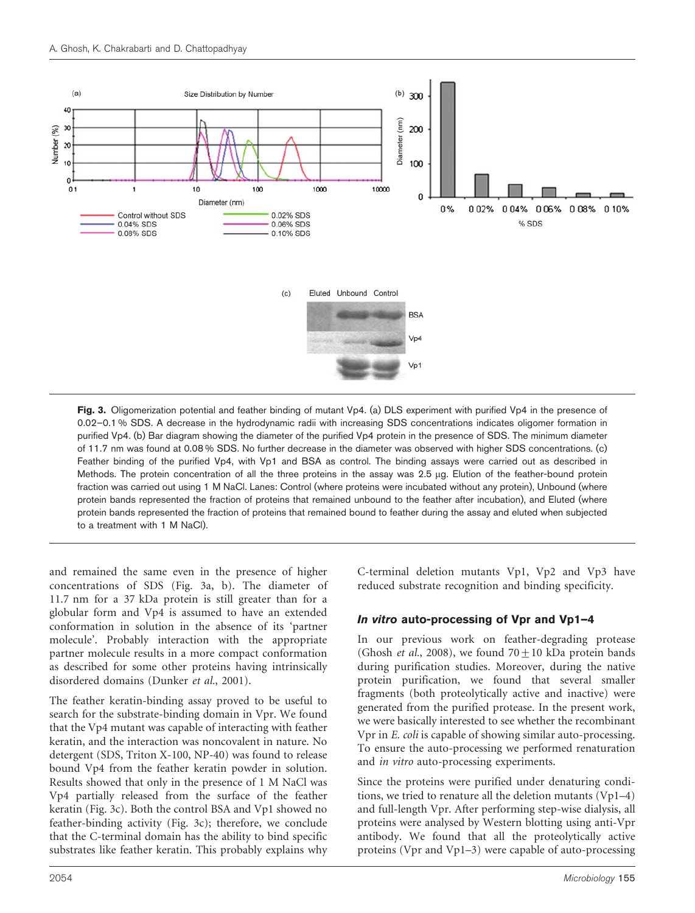**Fig. 3.** Oligomerization potential and feather binding of mutant Vp4. (a) DLS experiment with purified Vp4 in the presence of 0.02–0.1 % SDS. A decrease in the hydrodynamic radii with increasing SDS concentrations indicates oligomer formation in purified Vp4. (b) Bar diagram showing the diameter of the purified Vp4 protein in the presence of SDS. The minimum diameter of 11.7 nm was found at 0.08 % SDS. No further decrease in the diameter was observed with higher SDS concentrations. (c) Feather binding of the purified Vp4, with Vp1 and BSA as control. The binding assays were carried out as described in Methods. The protein concentration of all the three proteins in the assay was 2.5 μg. Elution of the feather-bound protein fraction was carried out using 1 M NaCl. Lanes: Control (where proteins were incubated without any protein), Unbound (where protein bands represented the fraction of proteins that remained unbound to the feather after incubation), and Eluted (where protein bands represented the fraction of proteins that remained bound to feather during the assay and eluted when subjected to a treatment with 1 M NaCl).

and remained the same even in the presence of higher concentrations of SDS (Fig. 3a, b). The diameter of 11.7 nm for a 37 kDa protein is still greater than for a globular form and Vp4 is assumed to have an extended conformation in solution in the absence of its 'partner molecule'. Probably interaction with the appropriate partner molecule results in a more compact conformation as described for some other proteins having intrinsically disordered domains (Dunker *et al.*, 2001).

The feather keratin-binding assay proved to be useful to search for the substrate-binding domain in Vpr. We found that the Vp4 mutant was capable of interacting with feather keratin, and the interaction was noncovalent in nature. No detergent (SDS, Triton X-100, NP-40) was found to release bound Vp4 from the feather keratin powder in solution. Results showed that only in the presence of 1 M NaCl was Vp4 partially released from the surface of the feather keratin (Fig. 3c). Both the control BSA and Vp1 showed no feather-binding activity (Fig. 3c); therefore, we conclude that the C-terminal domain has the ability to bind specific substrates like feather keratin. This probably explains why C-terminal deletion mutants Vp1, Vp2 and Vp3 have reduced substrate recognition and binding specificity.

### *In vitro* auto-processing of Vpr and Vp1–4

In our previous work on feather-degrading protease (Ghosh *et al.*, 2008), we found $70 \pm 10$ kDa protein bands during purification studies. Moreover, during the native protein purification, we found that several smaller fragments (both proteolytically active and inactive) were generated from the purified protease. In the present work, we were basically interested to see whether the recombinant Vpr in *E. coli* is capable of showing similar auto-processing. To ensure the auto-processing we performed renaturation and *in vitro* auto-processing experiments.

Since the proteins were purified under denaturing conditions, we tried to renature all the deletion mutants (Vp1–4) and full-length Vpr. After performing step-wise dialysis, all proteins were analysed by Western blotting using anti-Vpr antibody. We found that all the proteolytically active proteins (Vpr and Vp1–3) were capable of auto-processing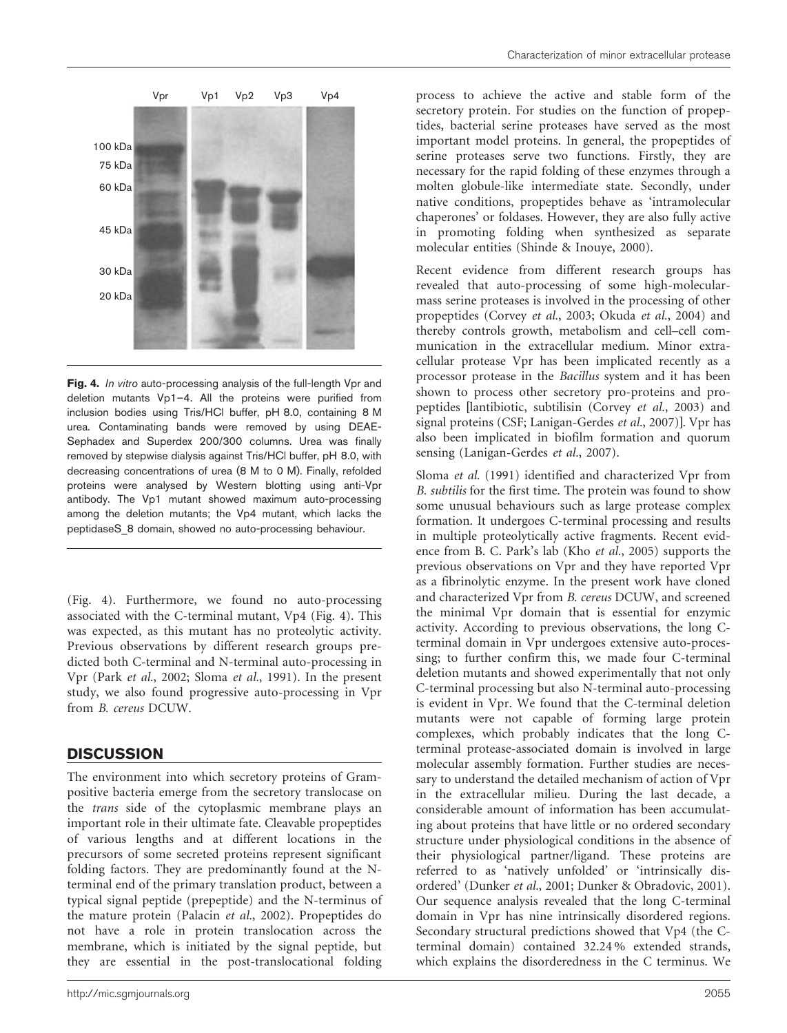Fig. 4. *In vitro* auto-processing analysis of the full-length Vpr and deletion mutants Vp1–4. All the proteins were purified from inclusion bodies using Tris/HCl buffer, pH 8.0, containing 8 M urea. Contaminating bands were removed by using DEAE-Sephadex and Superdex 200/300 columns. Urea was finally removed by stepwise dialysis against Tris/HCl buffer, pH 8.0, with decreasing concentrations of urea (8 M to 0 M). Finally, refolded proteins were analysed by Western blotting using anti-Vpr antibody. The Vp1 mutant showed maximum auto-processing among the deletion mutants; the Vp4 mutant, which lacks the peptidaseS_8 domain, showed no auto-processing behaviour.

(Fig. 4). Furthermore, we found no auto-processing associated with the C-terminal mutant, Vp4 (Fig. 4). This was expected, as this mutant has no proteolytic activity. Previous observations by different research groups predicted both C-terminal and N-terminal auto-processing in Vpr (Park *et al.*, 2002; Sloma *et al.*, 1991). In the present study, we also found progressive auto-processing in Vpr from *B. cereus* DCUW.

## DISCUSSION

The environment into which secretory proteins of Gram-positive bacteria emerge from the secretory translocase on the *trans* side of the cytoplasmic membrane plays an important role in their ultimate fate. Cleavable propeptides of various lengths and at different locations in the precursors of some secreted proteins represent significant folding factors. They are predominantly found at the N-terminal end of the primary translation product, between a typical signal peptide (prepeptide) and the N-terminus of the mature protein (Palacin *et al.*, 2002). Propeptides do not have a role in protein translocation across the membrane, which is initiated by the signal peptide, but they are essential in the post-translocational folding process to achieve the active and stable form of the secretory protein. For studies on the function of propeptides, bacterial serine proteases have served as the most important model proteins. In general, the propeptides of serine proteases serve two functions. Firstly, they are necessary for the rapid folding of these enzymes through a molten globule-like intermediate state. Secondly, under native conditions, propeptides behave as 'intramolecular chaperones' or foldases. However, they are also fully active in promoting folding when synthesized as separate molecular entities (Shinde & Inouye, 2000).

Recent evidence from different research groups has revealed that auto-processing of some high-molecular-mass serine proteases is involved in the processing of other propeptides (Corvey *et al.*, 2003; Okuda *et al.*, 2004) and thereby controls growth, metabolism and cell–cell communication in the extracellular medium. Minor extracellular protease Vpr has been implicated recently as a processor protease in the *Bacillus* system and it has been shown to process other secretory pro-proteins and propeptides [lantibiotic, subtilisin (Corvey *et al.*, 2003) and signal proteins (CSF; Lanigan-Gerdes *et al.*, 2007)]. Vpr has also been implicated in biofilm formation and quorum sensing (Lanigan-Gerdes *et al.*, 2007).

Sloma *et al.* (1991) identified and characterized Vpr from *B. subtilis* for the first time. The protein was found to show some unusual behaviours such as large protease complex formation. It undergoes C-terminal processing and results in multiple proteolytically active fragments. Recent evidence from B. C. Park's lab (Kho *et al.*, 2005) supports the previous observations on Vpr and they have reported Vpr as a fibrinolytic enzyme. In the present work have cloned and characterized Vpr from *B. cereus* DCUW, and screened the minimal Vpr domain that is essential for enzymic activity. According to previous observations, the long C-terminal domain in Vpr undergoes extensive auto-processing; to further confirm this, we made four C-terminal deletion mutants and showed experimentally that not only C-terminal processing but also N-terminal auto-processing is evident in Vpr. We found that the C-terminal deletion mutants were not capable of forming large protein complexes, which probably indicates that the long C-terminal protease-associated domain is involved in large molecular assembly formation. Further studies are necessary to understand the detailed mechanism of action of Vpr in the extracellular milieu. During the last decade, a considerable amount of information has been accumulating about proteins that have little or no ordered secondary structure under physiological conditions in the absence of their physiological partner/ligand. These proteins are referred to as 'natively unfolded' or 'intrinsically disordered' (Dunker *et al.*, 2001; Dunker & Obradovic, 2001). Our sequence analysis revealed that the long C-terminal domain in Vpr has nine intrinsically disordered regions. Secondary structural predictions showed that Vp4 (the C-terminal domain) contained 32.24 % extended strands, which explains the disorderedness in the C terminus. We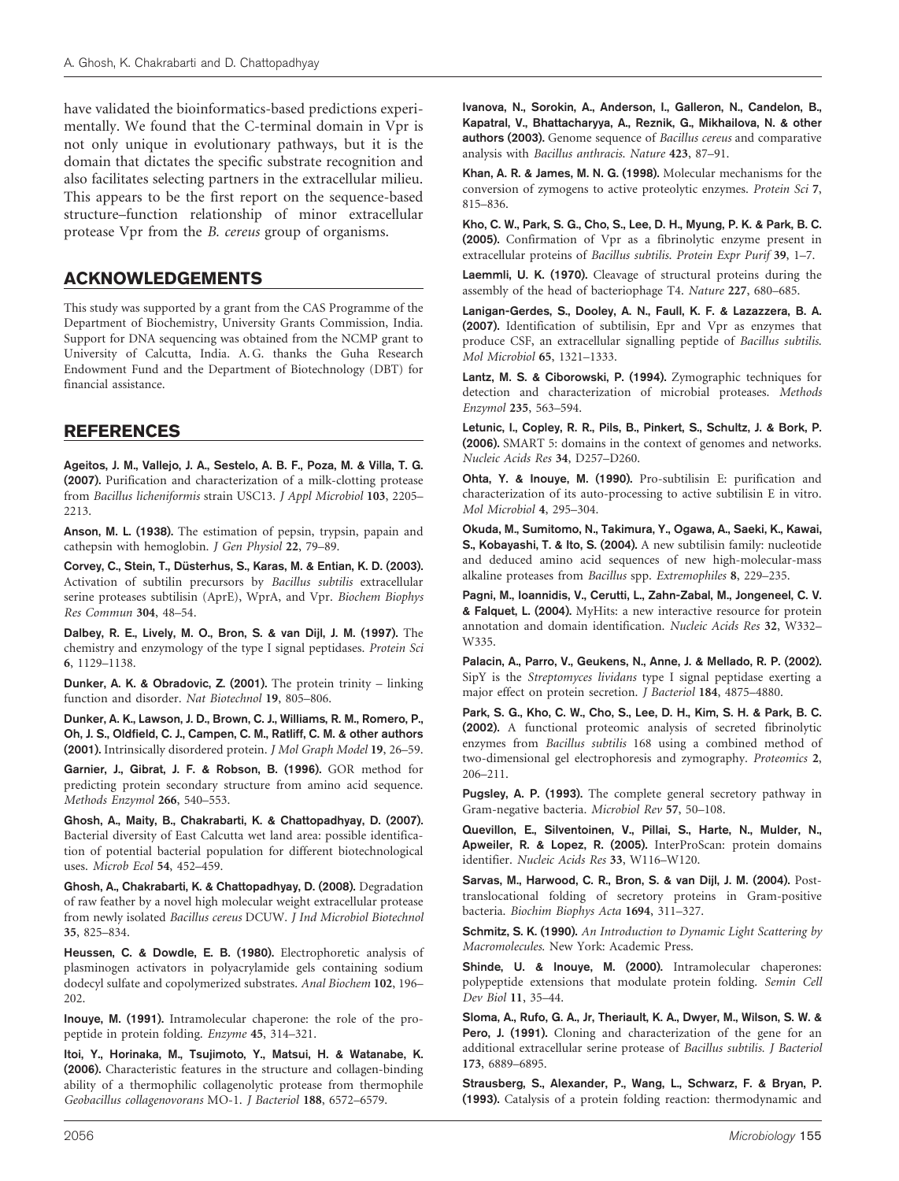have validated the bioinformatics-based predictions experimentally. We found that the C-terminal domain in Vpr is not only unique in evolutionary pathways, but it is the domain that dictates the specific substrate recognition and also facilitates selecting partners in the extracellular milieu. This appears to be the first report on the sequence-based structure–function relationship of minor extracellular protease Vpr from the *B. cereus* group of organisms.

## ACKNOWLEDGEMENTS

This study was supported by a grant from the CAS Programme of the Department of Biochemistry, University Grants Commission, India. Support for DNA sequencing was obtained from the NCMP grant to University of Calcutta, India. A. G. thanks the Guha Research Endowment Fund and the Department of Biotechnology (DBT) for financial assistance.

## REFERENCES

**Ageitos, J. M., Vallejo, J. A., Sestelo, A. B. F., Poza, M. & Villa, T. G. (2007).** Purification and characterization of a milk-clotting protease from *Bacillus licheniformis* strain USC13. *J Appl Microbiol* **103**, 2205–2213.

**Anson, M. L. (1938).** The estimation of pepsin, trypsin, papain and cathepsin with hemoglobin. *J Gen Physiol* **22**, 79–89.

**Corvey, C., Stein, T., Düsterhus, S., Karas, M. & Entian, K. D. (2003).** Activation of subtilin precursors by *Bacillus subtilis* extracellular serine proteases subtilisin (AprE), WprA, and Vpr. *Biochem Biophys Res Commun* **304**, 48–54.

**Dalbey, R. E., Lively, M. O., Bron, S. & van Dijl, J. M. (1997).** The chemistry and enzymology of the type I signal peptidases. *Protein Sci* **6**, 1129–1138.

**Dunker, A. K. & Obradovic, Z. (2001).** The protein trinity – linking function and disorder. *Nat Biotechnol* **19**, 805–806.

**Dunker, A. K., Lawson, J. D., Brown, C. J., Williams, R. M., Romero, P., Oh, J. S., Oldfield, C. J., Campen, C. M., Ratliff, C. M. & other authors (2001).** Intrinsically disordered protein. *J Mol Graph Model* **19**, 26–59.

**Garnier, J., Gibrat, J. F. & Robson, B. (1996).** GOR method for predicting protein secondary structure from amino acid sequence. *Methods Enzymol* **266**, 540–553.

**Ghosh, A., Maity, B., Chakrabarti, K. & Chattopadhyay, D. (2007).** Bacterial diversity of East Calcutta wet land area: possible identification of potential bacterial population for different biotechnological uses. *Microb Ecol* **54**, 452–459.

**Ghosh, A., Chakrabarti, K. & Chattopadhyay, D. (2008).** Degradation of raw feather by a novel high molecular weight extracellular protease from newly isolated *Bacillus cereus* DCUW. *J Ind Microbiol Biotechnol* **35**, 825–834.

**Heussen, C. & Dowdle, E. B. (1980).** Electrophoretic analysis of plasminogen activators in polyacrylamide gels containing sodium dodecyl sulfate and copolymerized substrates. *Anal Biochem* **102**, 196–202.

**Inouye, M. (1991).** Intramolecular chaperone: the role of the pro-peptide in protein folding. *Enzyme* **45**, 314–321.

**Itoi, Y., Horinaka, M., Tsujimoto, Y., Matsui, H. & Watanabe, K. (2006).** Characteristic features in the structure and collagen-binding ability of a thermophilic collagenolytic protease from thermophile *Geobacillus collagenovorans* MO-1. *J Bacteriol* **188**, 6572–6579.

**Ivanova, N., Sorokin, A., Anderson, I., Galleron, N., Candelon, B., Kapatral, V., Bhattacharyya, A., Reznik, G., Mikhailova, N. & other authors (2003).** Genome sequence of *Bacillus cereus* and comparative analysis with *Bacillus anthracis*. *Nature* **423**, 87–91.

**Khan, A. R. & James, M. N. G. (1998).** Molecular mechanisms for the conversion of zymogens to active proteolytic enzymes. *Protein Sci* **7**, 815–836.

**Kho, C. W., Park, S. G., Cho, S., Lee, D. H., Myung, P. K. & Park, B. C. (2005).** Confirmation of Vpr as a fibrinolytic enzyme present in extracellular proteins of *Bacillus subtilis*. *Protein Expr Purif* **39**, 1–7.

**Laemmli, U. K. (1970).** Cleavage of structural proteins during the assembly of the head of bacteriophage T4. *Nature* **227**, 680–685.

**Lanigan-Gerdes, S., Dooley, A. N., Faull, K. F. & Lazazzera, B. A. (2007).** Identification of subtilisin, Epr and Vpr as enzymes that produce CSF, an extracellular signalling peptide of *Bacillus subtilis*. *Mol Microbiol* **65**, 1321–1333.

**Lantz, M. S. & Ciborowski, P. (1994).** Zymographic techniques for detection and characterization of microbial proteases. *Methods Enzymol* **235**, 563–594.

**Letunic, I., Copley, R. R., Pils, B., Pinkert, S., Schultz, J. & Bork, P. (2006).** SMART 5: domains in the context of genomes and networks. *Nucleic Acids Res* **34**, D257–D260.

**Ohta, Y. & Inouye, M. (1990).** Pro-subtilisin E: purification and characterization of its auto-processing to active subtilisin E in vitro. *Mol Microbiol* **4**, 295–304.

**Okuda, M., Sumitomo, N., Takimura, Y., Ogawa, A., Saeki, K., Kawai, S., Kobayashi, T. & Ito, S. (2004).** A new subtilisin family: nucleotide and deduced amino acid sequences of new high-molecular-mass alkaline proteases from *Bacillus* spp. *Extremophiles* **8**, 229–235.

**Pagni, M., Ioannidis, V., Cerutti, L., Zahn-Zabal, M., Jongeneel, C. V. & Falquet, L. (2004).** MyHits: a new interactive resource for protein annotation and domain identification. *Nucleic Acids Res* **32**, W332–W335.

**Palacin, A., Parro, V., Geukens, N., Anne, J. & Mellado, R. P. (2002).** SipY is the *Streptomyces lividans* type I signal peptidase exerting a major effect on protein secretion. *J Bacteriol* **184**, 4875–4880.

**Park, S. G., Kho, C. W., Cho, S., Lee, D. H., Kim, S. H. & Park, B. C. (2002).** A functional proteomic analysis of secreted fibrinolytic enzymes from *Bacillus subtilis* 168 using a combined method of two-dimensional gel electrophoresis and zymography. *Proteomics* **2**, 206–211.

**Pugsley, A. P. (1993).** The complete general secretory pathway in Gram-negative bacteria. *Microbiol Rev* **57**, 50–108.

**Quevillon, E., Silventoinen, V., Pillai, S., Harte, N., Mulder, N., Apweiler, R. & Lopez, R. (2005).** InterProScan: protein domains identifier. *Nucleic Acids Res* **33**, W116–W120.

**Sarvas, M., Harwood, C. R., Bron, S. & van Dijl, J. M. (2004).** Post-translocational folding of secretory proteins in Gram-positive bacteria. *Biochim Biophys Acta* **1694**, 311–327.

**Schmitz, S. K. (1990).** *An Introduction to Dynamic Light Scattering by Macromolecules*. New York: Academic Press.

**Shinde, U. & Inouye, M. (2000).** Intramolecular chaperones: polypeptide extensions that modulate protein folding. *Semin Cell Dev Biol* **11**, 35–44.

**Sloma, A., Rufo, G. A., Jr, Theriault, K. A., Dwyer, M., Wilson, S. W. & Pero, J. (1991).** Cloning and characterization of the gene for an additional extracellular serine protease of *Bacillus subtilis*. *J Bacteriol* **173**, 6889–6895.

**Strausberg, S., Alexander, P., Wang, L., Schwarz, F. & Bryan, P. (1993).** Catalysis of a protein folding reaction: thermodynamic and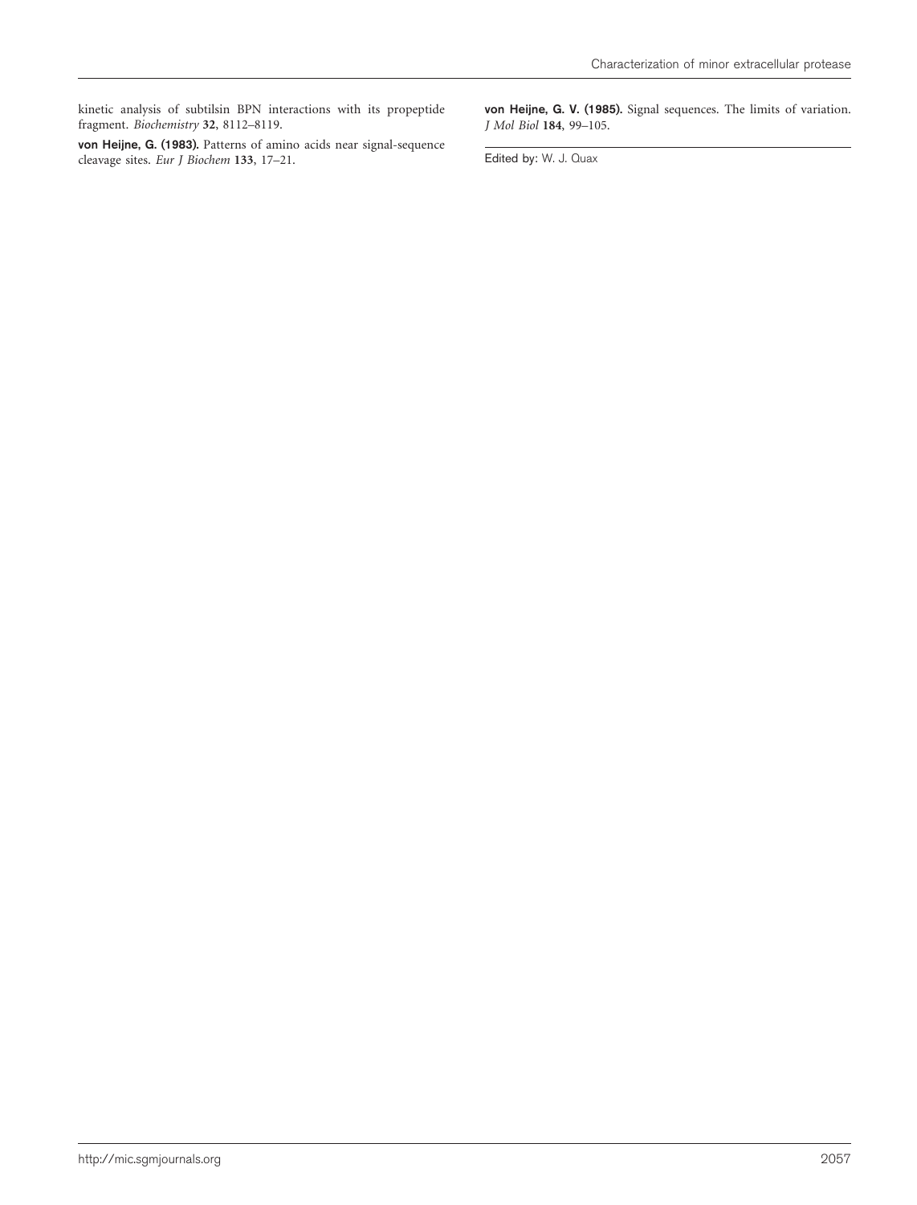kinetic analysis of subtilsin BPN interactions with its propeptide fragment. *Biochemistry* **32**, 8112–8119.

**von Heijne, G. (1983).** Patterns of amino acids near signal-sequence cleavage sites. *Eur J Biochem* **133**, 17–21.

**von Heijne, G. V. (1985).** Signal sequences. The limits of variation. *J Mol Biol* **184**, 99–105.

Edited by: W. J. Quax